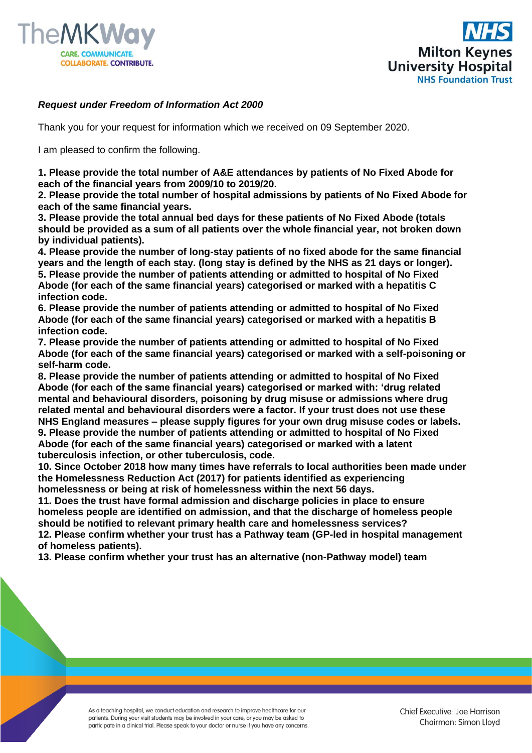***Request under Freedom of Information Act 2000***

Thank you for your request for information which we received on 09 September 2020.

I am pleased to confirm the following.

**1. Please provide the total number of A&E attendances by patients of No Fixed Abode for each of the financial years from 2009/10 to 2019/20.**
**2. Please provide the total number of hospital admissions by patients of No Fixed Abode for each of the same financial years.**
**3. Please provide the total annual bed days for these patients of No Fixed Abode (totals should be provided as a sum of all patients over the whole financial year, not broken down by individual patients).**
**4. Please provide the number of long-stay patients of no fixed abode for the same financial years and the length of each stay. (long stay is defined by the NHS as 21 days or longer).**
**5. Please provide the number of patients attending or admitted to hospital of No Fixed Abode (for each of the same financial years) categorised or marked with a hepatitis C infection code.**
**6. Please provide the number of patients attending or admitted to hospital of No Fixed Abode (for each of the same financial years) categorised or marked with a hepatitis B infection code.**
**7. Please provide the number of patients attending or admitted to hospital of No Fixed Abode (for each of the same financial years) categorised or marked with a self-poisoning or self-harm code.**
**8. Please provide the number of patients attending or admitted to hospital of No Fixed Abode (for each of the same financial years) categorised or marked with: 'drug related mental and behavioural disorders, poisoning by drug misuse or admissions where drug related mental and behavioural disorders were a factor. If your trust does not use these NHS England measures – please supply figures for your own drug misuse codes or labels.**
**9. Please provide the number of patients attending or admitted to hospital of No Fixed Abode (for each of the same financial years) categorised or marked with a latent tuberculosis infection, or other tuberculosis, code.**
**10. Since October 2018 how many times have referrals to local authorities been made under the Homelessness Reduction Act (2017) for patients identified as experiencing homelessness or being at risk of homelessness within the next 56 days.**
**11. Does the trust have formal admission and discharge policies in place to ensure homeless people are identified on admission, and that the discharge of homeless people should be notified to relevant primary health care and homelessness services?**
**12. Please confirm whether your trust has a Pathway team (GP-led in hospital management of homeless patients).**
**13. Please confirm whether your trust has an alternative (non-Pathway model) team**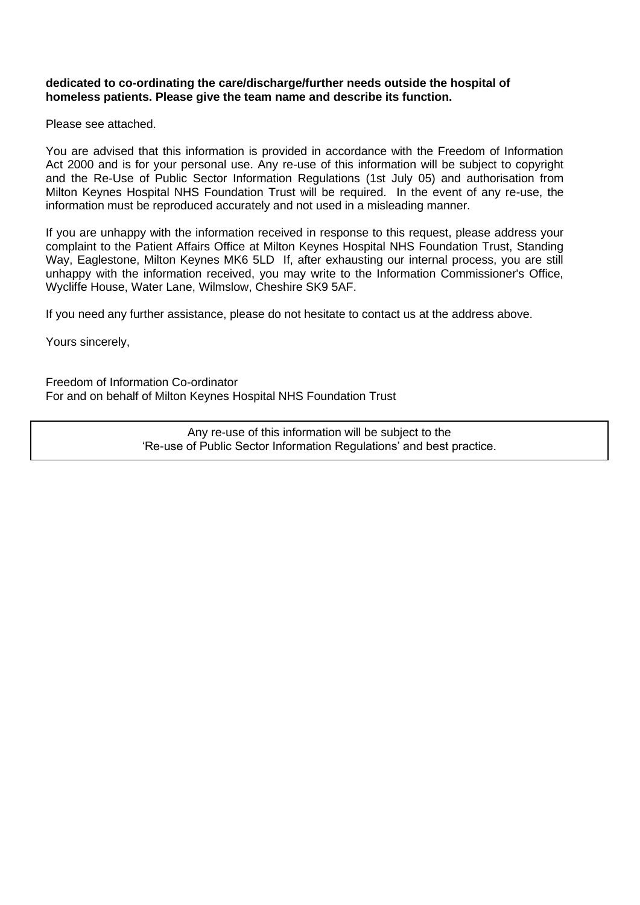**dedicated to co-ordinating the care/discharge/further needs outside the hospital of homeless patients. Please give the team name and describe its function.**

Please see attached.

You are advised that this information is provided in accordance with the Freedom of Information Act 2000 and is for your personal use. Any re-use of this information will be subject to copyright and the Re-Use of Public Sector Information Regulations (1st July 05) and authorisation from Milton Keynes Hospital NHS Foundation Trust will be required. In the event of any re-use, the information must be reproduced accurately and not used in a misleading manner.

If you are unhappy with the information received in response to this request, please address your complaint to the Patient Affairs Office at Milton Keynes Hospital NHS Foundation Trust, Standing Way, Eaglestone, Milton Keynes MK6 5LD If, after exhausting our internal process, you are still unhappy with the information received, you may write to the Information Commissioner's Office, Wycliffe House, Water Lane, Wilmslow, Cheshire SK9 5AF.

If you need any further assistance, please do not hesitate to contact us at the address above.

Yours sincerely,

Freedom of Information Co-ordinator
For and on behalf of Milton Keynes Hospital NHS Foundation Trust

Any re-use of this information will be subject to the
'Re-use of Public Sector Information Regulations' and best practice.